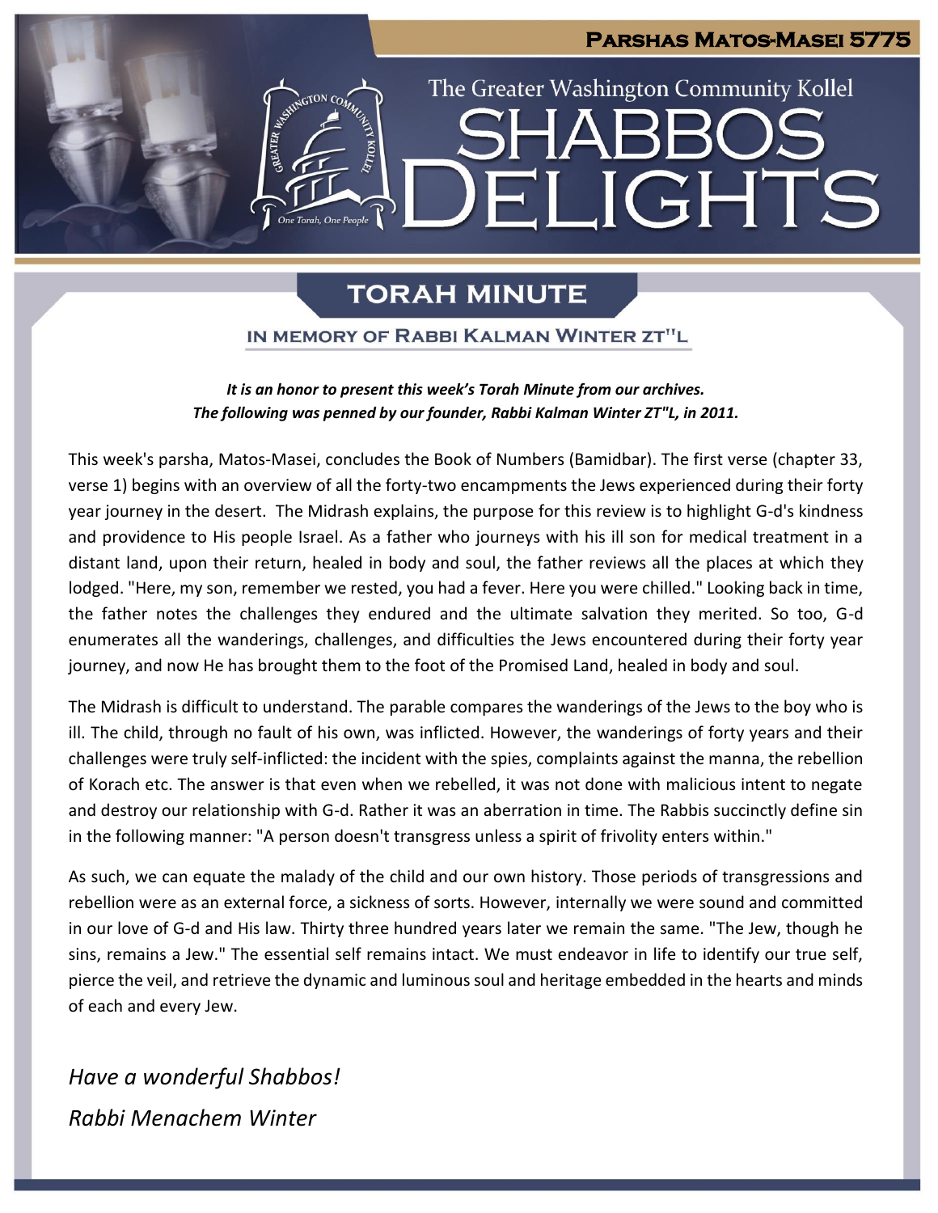**Parshas Matos-Masei 5775**

The Greater Washington Community Kollel

# Shabbos Delights

## TORAH MINUTE

### IN MEMORY OF RABBI KALMAN WINTER ZT"L

***It is an honor to present this week's Torah Minute from our archives. The following was penned by our founder, Rabbi Kalman Winter ZT"L, in 2011.***

This week's parsha, Matos-Masei, concludes the Book of Numbers (Bamidbar). The first verse (chapter 33, verse 1) begins with an overview of all the forty-two encampments the Jews experienced during their forty year journey in the desert. The Midrash explains, the purpose for this review is to highlight G-d's kindness and providence to His people Israel. As a father who journeys with his ill son for medical treatment in a distant land, upon their return, healed in body and soul, the father reviews all the places at which they lodged. "Here, my son, remember we rested, you had a fever. Here you were chilled." Looking back in time, the father notes the challenges they endured and the ultimate salvation they merited. So too, G-d enumerates all the wanderings, challenges, and difficulties the Jews encountered during their forty year journey, and now He has brought them to the foot of the Promised Land, healed in body and soul.

The Midrash is difficult to understand. The parable compares the wanderings of the Jews to the boy who is ill. The child, through no fault of his own, was inflicted. However, the wanderings of forty years and their challenges were truly self-inflicted: the incident with the spies, complaints against the manna, the rebellion of Korach etc. The answer is that even when we rebelled, it was not done with malicious intent to negate and destroy our relationship with G-d. Rather it was an aberration in time. The Rabbis succinctly define sin in the following manner: "A person doesn't transgress unless a spirit of frivolity enters within."

As such, we can equate the malady of the child and our own history. Those periods of transgressions and rebellion were as an external force, a sickness of sorts. However, internally we were sound and committed in our love of G-d and His law. Thirty three hundred years later we remain the same. "The Jew, though he sins, remains a Jew." The essential self remains intact. We must endeavor in life to identify our true self, pierce the veil, and retrieve the dynamic and luminous soul and heritage embedded in the hearts and minds of each and every Jew.

*Have a wonderful Shabbos!*

*Rabbi Menachem Winter*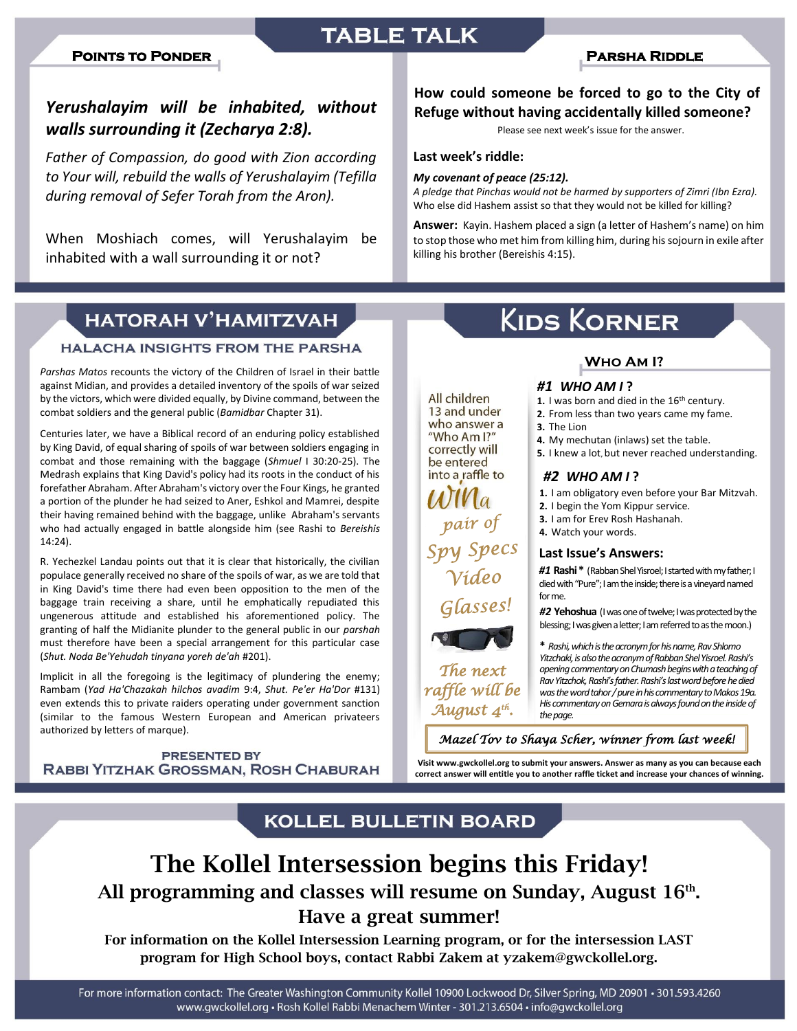# TABLE TALK

## Points to Ponder

***Yerushalayim will be inhabited, without walls surrounding it (Zecharya 2:8).***

*Father of Compassion, do good with Zion according to Your will, rebuild the walls of Yerushalayim (Tefilla during removal of Sefer Torah from the Aron).*

When Moshiach comes, will Yerushalayim be inhabited with a wall surrounding it or not?

## Parsha Riddle

**How could someone be forced to go to the City of Refuge without having accidentally killed someone?**

Please see next week's issue for the answer.

**Last week's riddle:**

***My covenant of peace (25:12).***

*A pledge that Pinchas would not be harmed by supporters of Zimri (Ibn Ezra).*
Who else did Hashem assist so that they would not be killed for killing?

**Answer:** Kayin. Hashem placed a sign (a letter of Hashem's name) on him to stop those who met him from killing him, during his sojourn in exile after killing his brother (Bereishis 4:15).

# HATORAH V'HAMITZVAH

## Halacha Insights from the Parsha

*Parshas Matos* recounts the victory of the Children of Israel in their battle against Midian, and provides a detailed inventory of the spoils of war seized by the victors, which were divided equally, by Divine command, between the combat soldiers and the general public (*Bamidbar* Chapter 31).

Centuries later, we have a Biblical record of an enduring policy established by King David, of equal sharing of spoils of war between soldiers engaging in combat and those remaining with the baggage (*Shmuel* I 30:20-25). The Medrash explains that King David's policy had its roots in the conduct of his forefather Abraham. After Abraham's victory over the Four Kings, he granted a portion of the plunder he had seized to Aner, Eshkol and Mamrei, despite their having remained behind with the baggage, unlike Abraham's servants who had actually engaged in battle alongside him (see Rashi to *Bereishis* 14:24).

R. Yechezkel Landau points out that it is clear that historically, the civilian populace generally received no share of the spoils of war, as we are told that in King David's time there had even been opposition to the men of the baggage train receiving a share, until he emphatically repudiated this ungenerous attitude and established his aforementioned policy. The granting of half the Midianite plunder to the general public in our *parshah* must therefore have been a special arrangement for this particular case (*Shut. Noda Be'Yehudah tinyana yoreh de'ah* #201).

Implicit in all the foregoing is the legitimacy of plundering the enemy; Rambam (*Yad Ha'Chazakah hilchos avadim* 9:4, *Shut. Pe'er Ha'Dor* #131) even extends this to private raiders operating under government sanction (similar to the famous Western European and American privateers authorized by letters of marque).

Presented by
Rabbi Yitzhak Grossman, Rosh Chaburah

# Kids Korner

All children 13 and under who answer a "Who Am I?" correctly will be entered into a raffle to *win a pair of Spy Specs Video Glasses!*

*The next raffle will be August 4th.*

## Who Am I?

### #1 WHO AM I ?

1. I was born and died in the 16th century.
2. From less than two years came my fame.
3. The Lion
4. My mechutan (inlaws) set the table.
5. I knew a lot, but never reached understanding.

### #2 WHO AM I ?

1. I am obligatory even before your Bar Mitzvah.
2. I begin the Yom Kippur service.
3. I am for Erev Rosh Hashanah.
4. Watch your words.

### Last Issue's Answers:

***#1* Rashi*** (Rabban Shel Yisroel; I started with my father; I died with "Pure"; I am the inside; there is a vineyard named for me.

***#2* Yehoshua** (I was one of twelve; I was protected by the blessing; I was given a letter; I am referred to as the moon.)

*\* Rashi, which is the acronym for his name, Rav Shlomo Yitzchaki, is also the acronym of Rabban Shel Yisroel. Rashi's opening commentary on Chumash begins with a teaching of Rav Yitzchok, Rashi's father. Rashi's last word before he died was the word tahor / pure in his commentary to Makos 19a. His commentary on Gemara is always found on the inside of the page.*

*Mazel Tov to Shaya Scher, winner from last week!*

**Visit www.gwckollel.org to submit your answers. Answer as many as you can because each correct answer will entitle you to another raffle ticket and increase your chances of winning.**

# KOLLEL BULLETIN BOARD

## The Kollel Intersession begins this Friday!

### All programming and classes will resume on Sunday, August 16th.

### Have a great summer!

**For information on the Kollel Intersession Learning program, or for the intersession LAST program for High School boys, contact Rabbi Zakem at yzakem@gwckollel.org.**

For more information contact: The Greater Washington Community Kollel 10900 Lockwood Dr, Silver Spring, MD 20901 • 301.593.4260
www.gwckollel.org • Rosh Kollel Rabbi Menachem Winter - 301.213.6504 • info@gwckollel.org